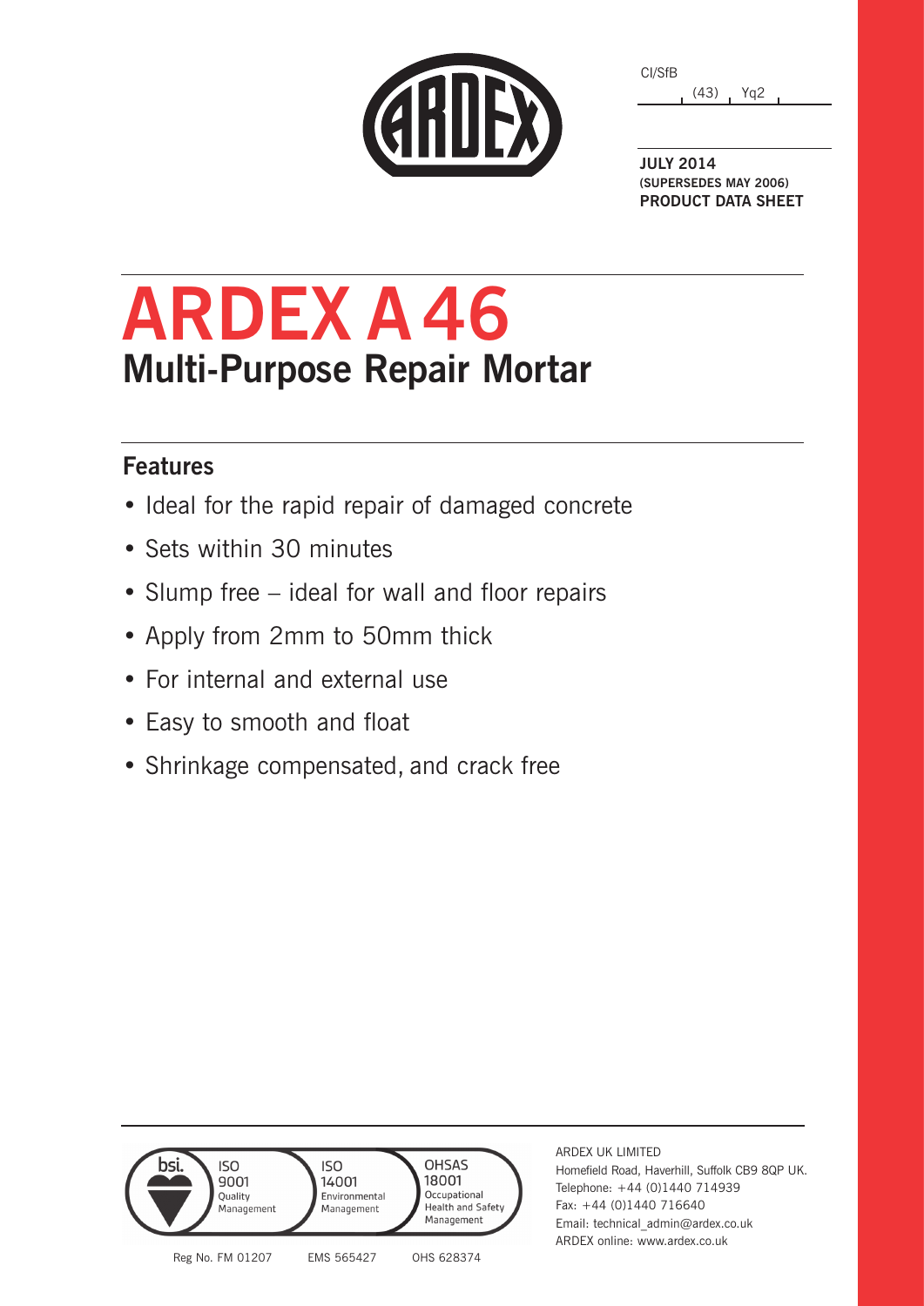CI/SfB

(43) Yq2

**JULY 2014**
**(SUPERSEDES MAY 2006)**
**PRODUCT DATA SHEET**

# ARDEX A 46

## Multi-Purpose Repair Mortar

### Features

- Ideal for the rapid repair of damaged concrete
- Sets within 30 minutes
- Slump free – ideal for wall and floor repairs
- Apply from 2mm to 50mm thick
- For internal and external use
- Easy to smooth and float
- Shrinkage compensated, and crack free

bsi. ISO 9001 Quality Management | ISO 14001 Environmental Management | OHSAS 18001 Occupational Health and Safety Management

Reg No. FM 01207 EMS 565427 OHS 628374

ARDEX UK LIMITED
Homefield Road, Haverhill, Suffolk CB9 8QP UK.
Telephone: +44 (0)1440 714939
Fax: +44 (0)1440 716640
Email: technical_admin@ardex.co.uk
ARDEX online: www.ardex.co.uk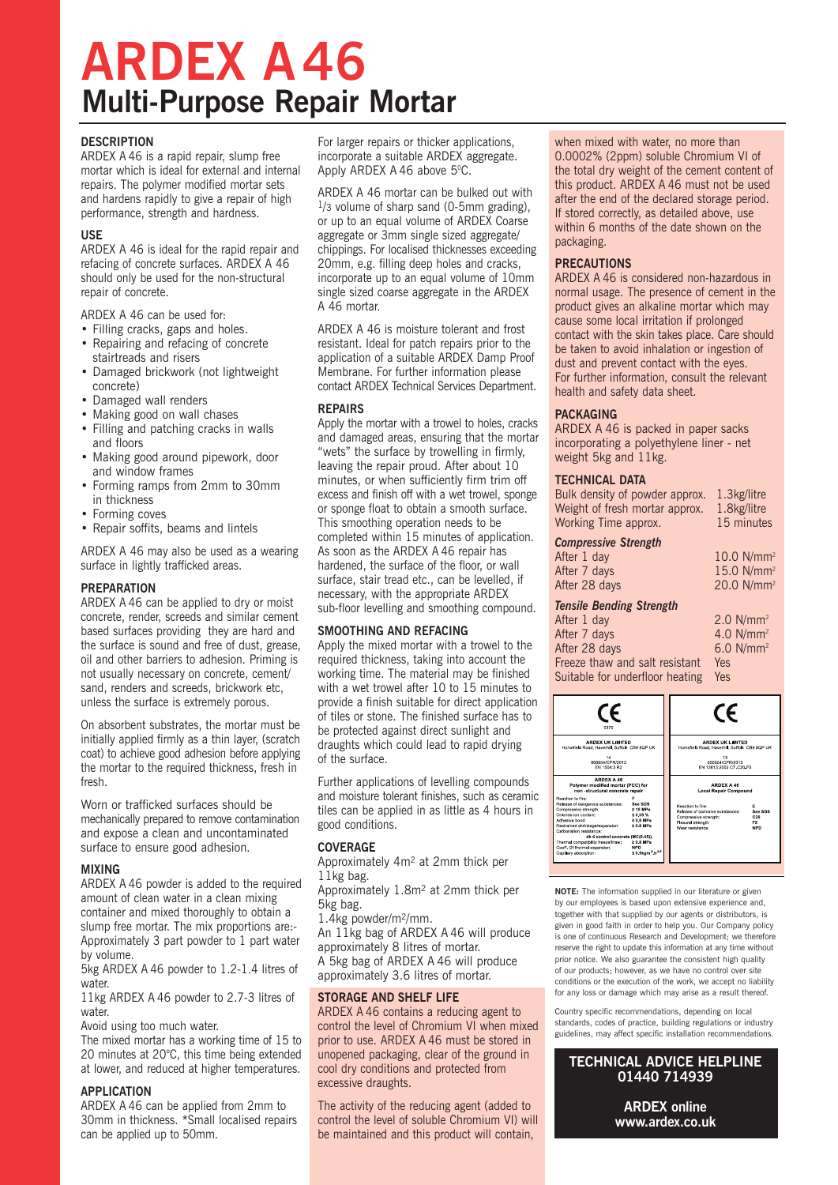# ARDEX A46

## Multi-Purpose Repair Mortar

### DESCRIPTION

ARDEX A 46 is a rapid repair, slump free mortar which is ideal for external and internal repairs. The polymer modified mortar sets and hardens rapidly to give a repair of high performance, strength and hardness.

### USE

ARDEX A 46 is ideal for the rapid repair and refacing of concrete surfaces. ARDEX A 46 should only be used for the non-structural repair of concrete.

ARDEX A 46 can be used for:

- Filling cracks, gaps and holes.
- Repairing and refacing of concrete stairtreads and risers
- Damaged brickwork (not lightweight concrete)
- Damaged wall renders
- Making good on wall chases
- Filling and patching cracks in walls and floors
- Making good around pipework, door and window frames
- Forming ramps from 2mm to 30mm in thickness
- Forming coves
- Repair soffits, beams and lintels

ARDEX A 46 may also be used as a wearing surface in lightly trafficked areas.

### PREPARATION

ARDEX A 46 can be applied to dry or moist concrete, render, screeds and similar cement based surfaces providing they are hard and the surface is sound and free of dust, grease, oil and other barriers to adhesion. Priming is not usually necessary on concrete, cement/ sand, renders and screeds, brickwork etc, unless the surface is extremely porous.

On absorbent substrates, the mortar must be initially applied firmly as a thin layer, (scratch coat) to achieve good adhesion before applying the mortar to the required thickness, fresh in fresh.

Worn or trafficked surfaces should be mechanically prepared to remove contamination and expose a clean and uncontaminated surface to ensure good adhesion.

### MIXING

ARDEX A 46 powder is added to the required amount of clean water in a clean mixing container and mixed thoroughly to obtain a slump free mortar. The mix proportions are:- Approximately 3 part powder to 1 part water by volume.

5kg ARDEX A 46 powder to 1.2-1.4 litres of water.

11kg ARDEX A 46 powder to 2.7-3 litres of water.

Avoid using too much water.

The mixed mortar has a working time of 15 to 20 minutes at 20°C, this time being extended at lower, and reduced at higher temperatures.

### APPLICATION

ARDEX A 46 can be applied from 2mm to 30mm in thickness. *Small localised repairs can be applied up to 50mm.

For larger repairs or thicker applications, incorporate a suitable ARDEX aggregate. Apply ARDEX A 46 above 5°C.

ARDEX A 46 mortar can be bulked out with 1/3 volume of sharp sand (0-5mm grading), or up to an equal volume of ARDEX Coarse aggregate or 3mm single sized aggregate/ chippings. For localised thicknesses exceeding 20mm, e.g. filling deep holes and cracks, incorporate up to an equal volume of 10mm single sized coarse aggregate in the ARDEX A 46 mortar.

ARDEX A 46 is moisture tolerant and frost resistant. Ideal for patch repairs prior to the application of a suitable ARDEX Damp Proof Membrane. For further information please contact ARDEX Technical Services Department.

### REPAIRS

Apply the mortar with a trowel to holes, cracks and damaged areas, ensuring that the mortar "wets" the surface by trowelling in firmly, leaving the repair proud. After about 10 minutes, or when sufficiently firm trim off excess and finish off with a wet trowel, sponge or sponge float to obtain a smooth surface. This smoothing operation needs to be completed within 15 minutes of application. As soon as the ARDEX A 46 repair has hardened, the surface of the floor, or wall surface, stair tread etc., can be levelled, if necessary, with the appropriate ARDEX sub-floor levelling and smoothing compound.

### SMOOTHING AND REFACING

Apply the mixed mortar with a trowel to the required thickness, taking into account the working time. The material may be finished with a wet trowel after 10 to 15 minutes to provide a finish suitable for direct application of tiles or stone. The finished surface has to be protected against direct sunlight and draughts which could lead to rapid drying of the surface.

Further applications of levelling compounds and moisture tolerant finishes, such as ceramic tiles can be applied in as little as 4 hours in good conditions.

### COVERAGE

Approximately 4m² at 2mm thick per 11kg bag.

Approximately 1.8m² at 2mm thick per 5kg bag.

1.4kg powder/m²/mm.

An 11kg bag of ARDEX A 46 will produce approximately 8 litres of mortar.

A 5kg bag of ARDEX A 46 will produce approximately 3.6 litres of mortar.

### STORAGE AND SHELF LIFE

ARDEX A 46 contains a reducing agent to control the level of Chromium VI when mixed prior to use. ARDEX A 46 must be stored in unopened packaging, clear of the ground in cool dry conditions and protected from excessive draughts.

The activity of the reducing agent (added to control the level of soluble Chromium VI) will be maintained and this product will contain, when mixed with water, no more than 0.0002% (2ppm) soluble Chromium VI of the total dry weight of the cement content of this product. ARDEX A 46 must not be used after the end of the declared storage period. If stored correctly, as detailed above, use within 6 months of the date shown on the packaging.

### PRECAUTIONS

ARDEX A 46 is considered non-hazardous in normal usage. The presence of cement in the product gives an alkaline mortar which may cause some local irritation if prolonged contact with the skin takes place. Care should be taken to avoid inhalation or ingestion of dust and prevent contact with the eyes. For further information, consult the relevant health and safety data sheet.

### PACKAGING

ARDEX A 46 is packed in paper sacks incorporating a polyethylene liner - net weight 5kg and 11kg.

### TECHNICAL DATA

| | |
|---|---|
| Bulk density of powder approx. | 1.3kg/litre |
| Weight of fresh mortar approx. | 1.8kg/litre |
| Working Time approx. | 15 minutes |
| ***Compressive Strength*** | |
| After 1 day | 10.0 N/mm² |
| After 7 days | 15.0 N/mm² |
| After 28 days | 20.0 N/mm² |
| ***Tensile Bending Strength*** | |
| After 1 day | 2.0 N/mm² |
| After 7 days | 4.0 N/mm² |
| After 28 days | 6.0 N/mm² |
| Freeze thaw and salt resistant | Yes |
| Suitable for underfloor heating | Yes |

CE
0370
ARDEX UK LIMITED
Homefield Road, Haverhill, Suffolk CB9 8QP UK
14
000004/CPR/2013
EN 1504:3 R2
ARDEX A 46
Polymer modified mortar (PCC) for non -structural concrete repair

| | |
|---|---|
| Reaction to Fire: | F |
| Release of dangerous substances: | See SDS |
| Compressive strength: | ≥ 15 MPa |
| Chloride ion content: | ≤ 0,05 % |
| Adhesive bond: | ≥ 0,8 MPa |
| Restrained shrinkage/expansion: | ≥ 0,8 MPa |
| Carbonation resistance: | dk ≤ control concrete (MC(0,45)), |
| Thermal compatibility freeze/thaw: | ≥ 0,8 MPa |
| Coeff. Of thermal expansion: | NPD |
| Capillary absorption: | ≤ 0,5kgm⁻²h⁻⁰·⁵ |

CE
ARDEX UK LIMITED
Homefield Road, Haverhill, Suffolk CB9 8QP UK
13
000004/CPR/2013
EN 13813:2002 CT-C20-F5
ARDEX A 46
Local Repair Compound

| | |
|---|---|
| Reaction to Fire: | E |
| Release of corrosive substances: | See SDS |
| Compressive strength: | C20 |
| Flexural strength: | F5 |
| Wear resistance: | NPD |

**NOTE:** The information supplied in our literature or given by our employees is based upon extensive experience and, together with that supplied by our agents or distributors, is given in good faith in order to help you. Our Company policy is one of continuous Research and Development; we therefore reserve the right to update this information at any time without prior notice. We also guarantee the consistent high quality of our products; however, as we have no control over site conditions or the execution of the work, we accept no liability for any loss or damage which may arise as a result thereof.

Country specific recommendations, depending on local standards, codes of practice, building regulations or industry guidelines, may affect specific installation recommendations.

**TECHNICAL ADVICE HELPLINE**
**01440 714939**

**ARDEX online**
**www.ardex.co.uk**